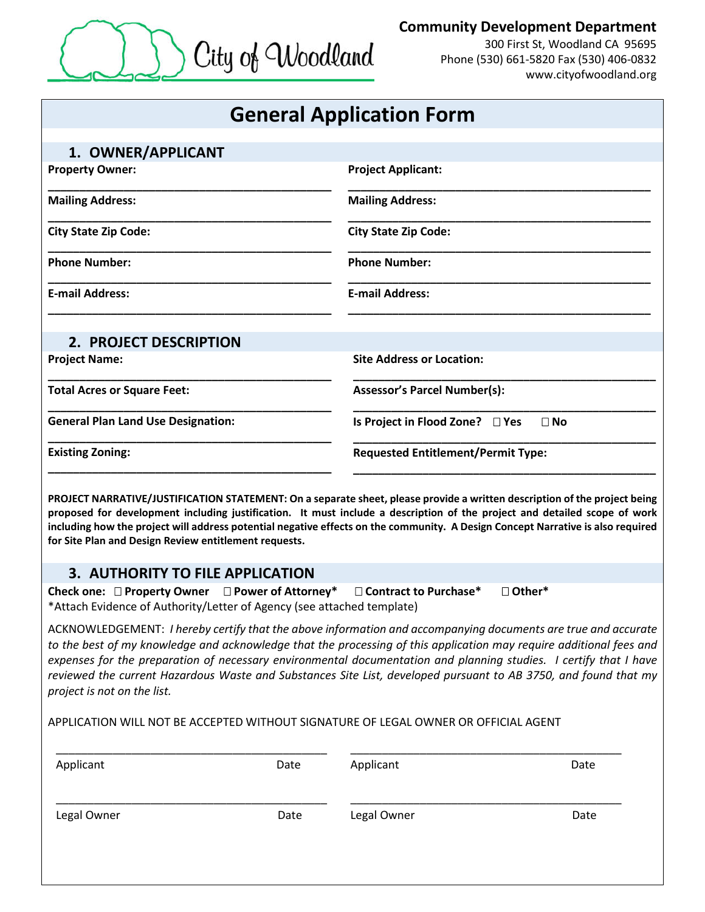City of Woodland

**Community Development Department**
300 First St, Woodland CA 95695
Phone (530) 661-5820 Fax (530) 406-0832
www.cityofwoodland.org

# General Application Form

## 1. OWNER/APPLICANT

**Property Owner:** ______________________________

**Mailing Address:** ______________________________

**City State Zip Code:** ______________________________

**Phone Number:** ______________________________

**E-mail Address:** ______________________________

**Project Applicant:** ______________________________

**Mailing Address:** ______________________________

**City State Zip Code:** ______________________________

**Phone Number:** ______________________________

**E-mail Address:** ______________________________

## 2. PROJECT DESCRIPTION

**Project Name:** ______________________________

**Total Acres or Square Feet:** ______________________________

**General Plan Land Use Designation:** ______________________________

**Existing Zoning:** ______________________________

**Site Address or Location:** ______________________________

**Assessor's Parcel Number(s):** ______________________________

**Is Project in Flood Zone?** ☐ **Yes** ☐ **No**

**Requested Entitlement/Permit Type:** ______________________________

**PROJECT NARRATIVE/JUSTIFICATION STATEMENT: On a separate sheet, please provide a written description of the project being proposed for development including justification. It must include a description of the project and detailed scope of work including how the project will address potential negative effects on the community. A Design Concept Narrative is also required for Site Plan and Design Review entitlement requests.**

## 3. AUTHORITY TO FILE APPLICATION

**Check one:** ☐ **Property Owner** ☐ **Power of Attorney*** ☐ **Contract to Purchase*** ☐ **Other***

*Attach Evidence of Authority/Letter of Agency (see attached template)

ACKNOWLEDGEMENT: *I hereby certify that the above information and accompanying documents are true and accurate to the best of my knowledge and acknowledge that the processing of this application may require additional fees and expenses for the preparation of necessary environmental documentation and planning studies. I certify that I have reviewed the current Hazardous Waste and Substances Site List, developed pursuant to AB 3750, and found that my project is not on the list.*

APPLICATION WILL NOT BE ACCEPTED WITHOUT SIGNATURE OF LEGAL OWNER OR OFFICIAL AGENT

______________________________ ______________________________
Applicant Date Applicant Date

______________________________ ______________________________
Legal Owner Date Legal Owner Date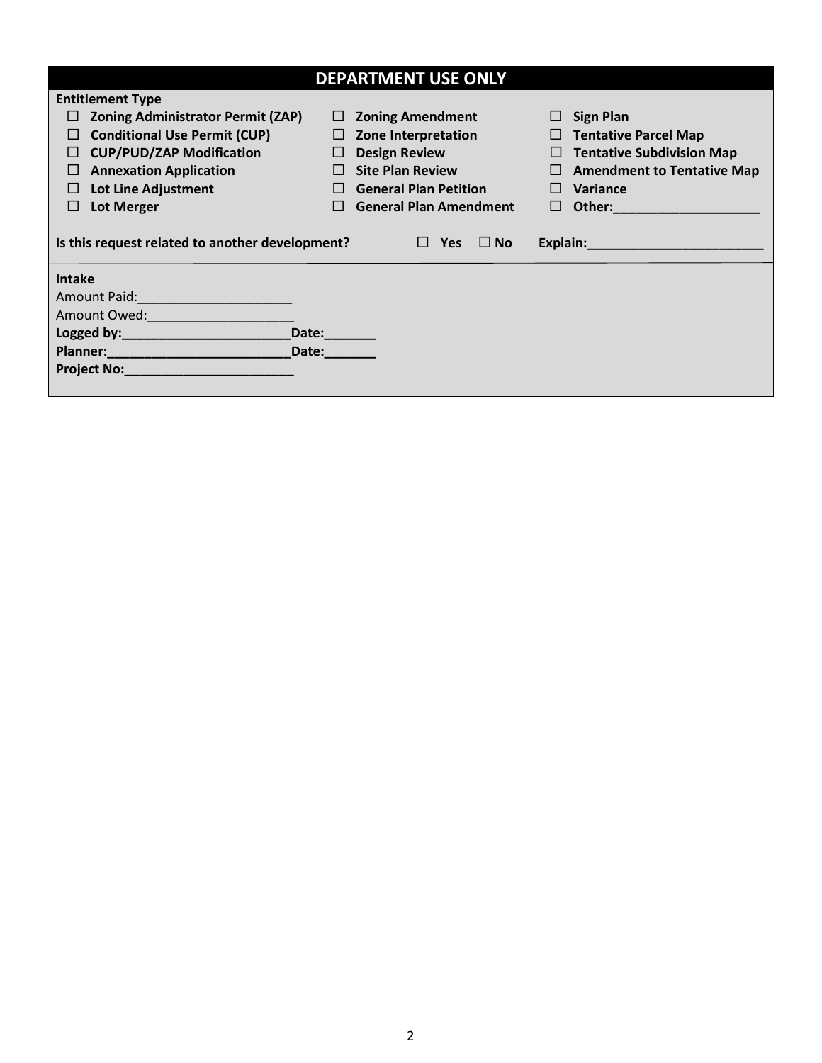## DEPARTMENT USE ONLY

**Entitlement Type**

| | | |
|---|---|---|
| ☐ **Zoning Administrator Permit (ZAP)** | ☐ **Zoning Amendment** | ☐ **Sign Plan** |
| ☐ **Conditional Use Permit (CUP)** | ☐ **Zone Interpretation** | ☐ **Tentative Parcel Map** |
| ☐ **CUP/PUD/ZAP Modification** | ☐ **Design Review** | ☐ **Tentative Subdivision Map** |
| ☐ **Annexation Application** | ☐ **Site Plan Review** | ☐ **Amendment to Tentative Map** |
| ☐ **Lot Line Adjustment** | ☐ **General Plan Petition** | ☐ **Variance** |
| ☐ **Lot Merger** | ☐ **General Plan Amendment** | ☐ **Other:____________________** |

**Is this request related to another development?** ☐ **Yes** ☐ **No** **Explain:________________________**

**Intake**

Amount Paid:_____________________

Amount Owed:____________________

**Logged by:_______________________Date:_______**

**Planner:_________________________Date:_______**

**Project No:_______________________**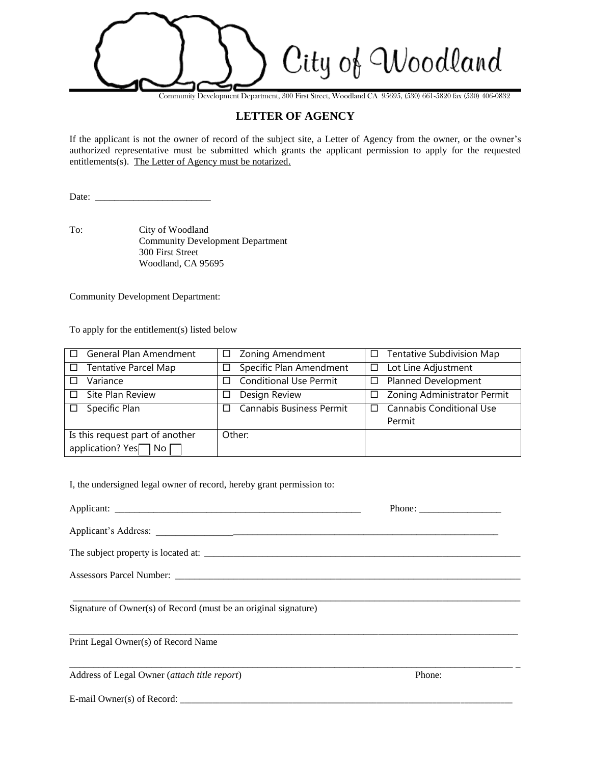City of Woodland

Community Development Department, 300 First Street, Woodland CA 95695, (530) 661-5820 fax (530) 406-0832

# LETTER OF AGENCY

If the applicant is not the owner of record of the subject site, a Letter of Agency from the owner, or the owner's authorized representative must be submitted which grants the applicant permission to apply for the requested entitlements(s). The Letter of Agency must be notarized.

Date: ________________________

To: City of Woodland
Community Development Department
300 First Street
Woodland, CA 95695

Community Development Department:

To apply for the entitlement(s) listed below

| | | |
|---|---|---|
| ☐ General Plan Amendment | ☐ Zoning Amendment | ☐ Tentative Subdivision Map |
| ☐ Tentative Parcel Map | ☐ Specific Plan Amendment | ☐ Lot Line Adjustment |
| ☐ Variance | ☐ Conditional Use Permit | ☐ Planned Development |
| ☐ Site Plan Review | ☐ Design Review | ☐ Zoning Administrator Permit |
| ☐ Specific Plan | ☐ Cannabis Business Permit | ☐ Cannabis Conditional Use Permit |
| Is this request part of another application? Yes ☐ No ☐ | Other: | |

I, the undersigned legal owner of record, hereby grant permission to:

Applicant: ______________________________________________________ Phone: _________________

Applicant's Address: __________________________________________________________________________

The subject property is located at: _____________________________________________________________________

Assessors Parcel Number: ___________________________________________________________________________

_____________________________________________________________________________________________
Signature of Owner(s) of Record (must be an original signature)

_____________________________________________________________________________________________
Print Legal Owner(s) of Record Name

_____________________________________________________________________________________________
Address of Legal Owner (*attach title report*) Phone:

E-mail Owner(s) of Record: ______________________________________________________________________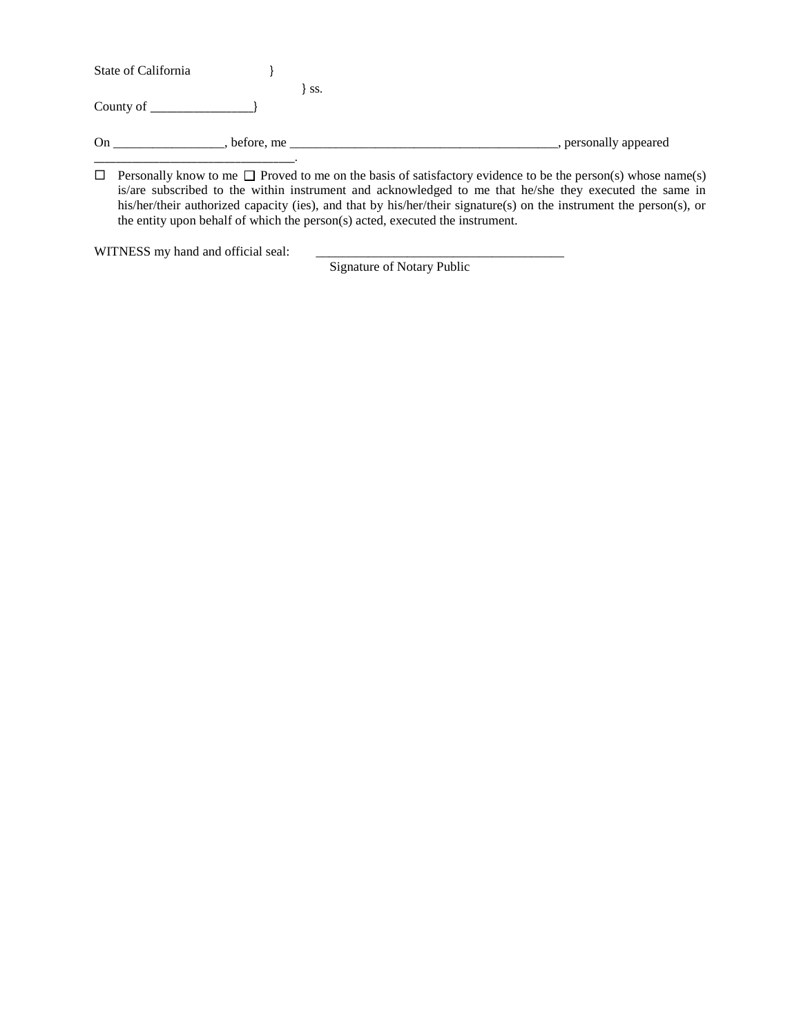State of California }
} ss.
County of ________________}

On _________________, before, me __________________________________________, personally appeared _______________________________.

☐ Personally know to me ☐ Proved to me on the basis of satisfactory evidence to be the person(s) whose name(s) is/are subscribed to the within instrument and acknowledged to me that he/she they executed the same in his/her/their authorized capacity (ies), and that by his/her/their signature(s) on the instrument the person(s), or the entity upon behalf of which the person(s) acted, executed the instrument.

WITNESS my hand and official seal: _______________________________________
Signature of Notary Public